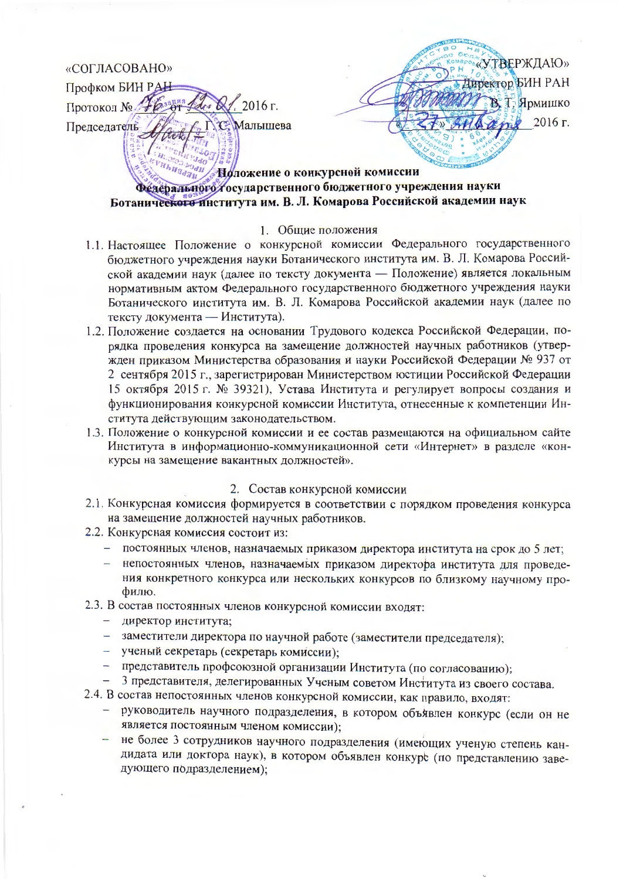«СОГЛАСОВАНО»
Профком БИН РАН
Протокол № 76 от 12.01. 2016 г.
Председатель Г. С. Малышева

«УТВЕРЖДАЮ»
Директор БИН РАН
В. Т. Ярмишко
«27» января 2016 г.

**Положение о конкурсной комиссии Федерального государственного бюджетного учреждения науки Ботанического института им. В. Л. Комарова Российской академии наук**

## 1. Общие положения

1.1. Настоящее Положение о конкурсной комиссии Федерального государственного бюджетного учреждения науки Ботанического института им. В. Л. Комарова Российской академии наук (далее по тексту документа — Положение) является локальным нормативным актом Федерального государственного бюджетного учреждения науки Ботанического института им. В. Л. Комарова Российской академии наук (далее по тексту документа — Института).

1.2. Положение создается на основании Трудового кодекса Российской Федерации, порядка проведения конкурса на замещение должностей научных работников (утвержден приказом Министерства образования и науки Российской Федерации № 937 от 2 сентября 2015 г., зарегистрирован Министерством юстиции Российской Федерации 15 октября 2015 г. № 39321), Устава Института и регулирует вопросы создания и функционирования конкурсной комиссии Института, отнесенные к компетенции Института действующим законодательством.

1.3. Положение о конкурсной комиссии и ее состав размещаются на официальном сайте Института в информационно-коммуникационной сети «Интернет» в разделе «конкурсы на замещение вакантных должностей».

## 2. Состав конкурсной комиссии

2.1. Конкурсная комиссия формируется в соответствии с порядком проведения конкурса на замещение должностей научных работников.

2.2. Конкурсная комиссия состоит из:
- постоянных членов, назначаемых приказом директора института на срок до 5 лет;
- непостоянных членов, назначаемых приказом директора института для проведения конкретного конкурса или нескольких конкурсов по близкому научному профилю.

2.3. В состав постоянных членов конкурсной комиссии входят:
- директор института;
- заместители директора по научной работе (заместители председателя);
- ученый секретарь (секретарь комиссии);
- представитель профсоюзной организации Института (по согласованию);
- 3 представителя, делегированных Ученым советом Института из своего состава.

2.4. В состав непостоянных членов конкурсной комиссии, как правило, входят:
- руководитель научного подразделения, в котором объявлен конкурс (если он не является постоянным членом комиссии);
- не более 3 сотрудников научного подразделения (имеющих ученую степень кандидата или доктора наук), в котором объявлен конкурс (по представлению заведующего подразделением);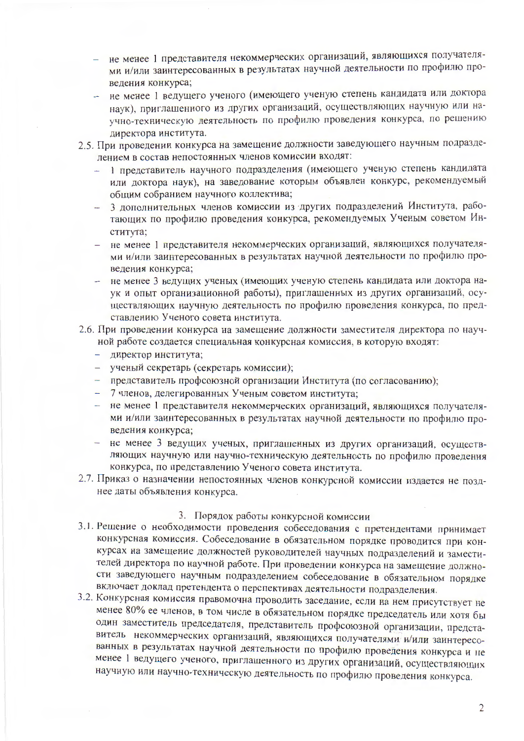- не менее 1 представителя некоммерческих организаций, являющихся получателями и/или заинтересованных в результатах научной деятельности по профилю проведения конкурса;
- не менее 1 ведущего ученого (имеющего ученую степень кандидата или доктора наук), приглашенного из других организаций, осуществляющих научную или научно-техническую деятельность по профилю проведения конкурса, по решению директора института.

2.5. При проведении конкурса на замещение должности заведующего научным подразделением в состав непостоянных членов комиссии входят:

- 1 представитель научного подразделения (имеющего ученую степень кандидата или доктора наук), на заведование которым объявлен конкурс, рекомендуемый общим собранием научного коллектива;
- 3 дополнительных членов комиссии из другиx подразделений Института, работающих по профилю проведения конкурса, рекомендуемых Ученым советом Института;
- не менее 1 представителя некоммерческих организаций, являющихся получателями и/или заинтересованных в результатах научной деятельности по профилю проведения конкурса;
- не менее 3 ведущих ученых (имеющих ученую степень кандидата или доктора наук и опыт организационной работы), приглашенных из других организаций, осуществляющих научную деятельность по профилю проведения конкурса, по представлению Ученого совета института.

2.6. При проведении конкурса на замещение должности заместителя директора по научной работе создается специальная конкурсная комиссия, в которую входят:

- директор института;
- ученый секретарь (секретарь комиссии);
- представитель профсоюзной организации Института (по согласованию);
- 7 членов, делегированных Ученым советом института;
- не менее 1 представителя некоммерческих организаций, являющихся получателями и/или заинтересованных в результатах научной деятельности по профилю проведения конкурса;
- не менее 3 ведущих ученых, приглашенных из других организаций, осуществляющих научную или научно-техническую деятельность по профилю проведения конкурса, по представлению Ученого совета института.

2.7. Приказ о назначении непостоянных членов конкурсной комиссии издается не позднее даты объявления конкурса.

## 3. Порядок работы конкурсной комиссии

3.1. Решение о необходимости проведения собеседования с претендентами принимает конкурсная комиссия. Собеседование в обязательном порядке проводится при конкурсах на замещение должностей руководителей научных подразделений и заместителей директора по научной работе. При проведении конкурса на замещение должности заведующего научным подразделением собеседование в обязательном порядке включает доклад претендента о перспективах деятельности подразделения.

3.2. Конкурсная комиссия правомочна проводить заседание, если на нем присутствует не менее 80% ее членов, в том числе в обязательном порядке председатель или хотя бы один заместитель председателя, представитель профсоюзной организации, представитель некоммерческих организаций, являющихся получателями и/или заинтересованных в результатах научной деятельности по профилю проведения конкурса и не менее 1 ведущего ученого, приглашенного из других организаций, осуществляющих научную или научно-техническую деятельность по профилю проведения конкурса.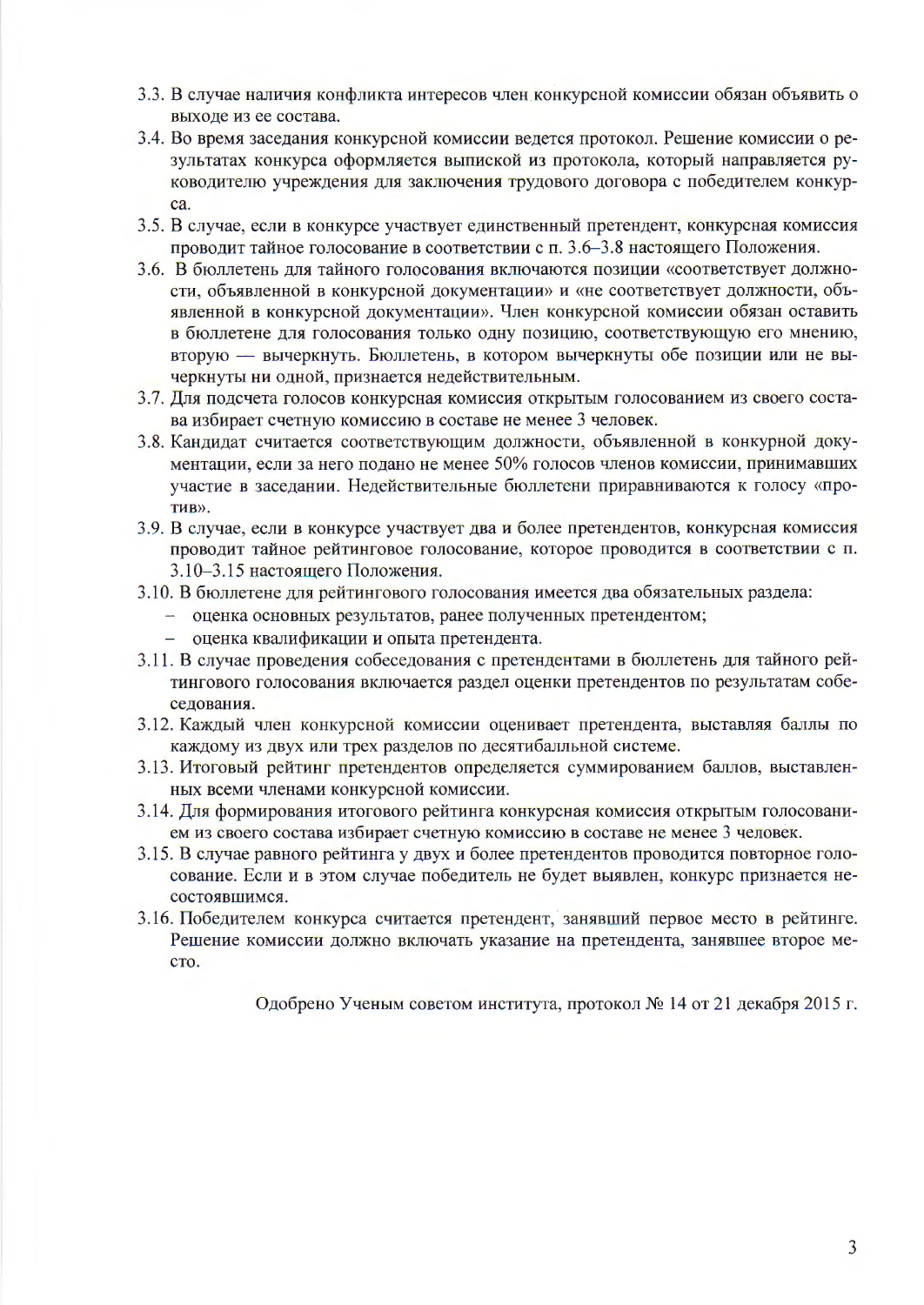3.3. В случае наличия конфликта интересов член конкурсной комиссии обязан объявить о выходе из ее состава.

3.4. Во время заседания конкурсной комиссии ведется протокол. Решение комиссии о результатах конкурса оформляется выпиской из протокола, который направляется руководителю учреждения для заключения трудового договора с победителем конкурса.

3.5. В случае, если в конкурсе участвует единственный претендент, конкурсная комиссия проводит тайное голосование в соответствии с п. 3.6–3.8 настоящего Положения.

3.6. В бюллетень для тайного голосования включаются позиции «соответствует должности, объявленной в конкурсной документации» и «не соответствует должности, объявленной в конкурсной документации». Член конкурсной комиссии обязан оставить в бюллетене для голосования только одну позицию, соответствующую его мнению, вторую — вычеркнуть. Бюллетень, в котором вычеркнуты обе позиции или не вычеркнуты ни одной, признается недействительным.

3.7. Для подсчета голосов конкурсная комиссия открытым голосованием из своего состава избирает счетную комиссию в составе не менее 3 человек.

3.8. Кандидат считается соответствующим должности, объявленной в конкурной документации, если за него подано не менее 50% голосов членов комиссии, принимавших участие в заседании. Недействительные бюллетени приравниваются к голосу «против».

3.9. В случае, если в конкурсе участвует два и более претендентов, конкурсная комиссия проводит тайное рейтинговое голосование, которое проводится в соответствии с п. 3.10–3.15 настоящего Положения.

3.10. В бюллетене для рейтингового голосования имеется два обязательных раздела:
- оценка основных результатов, ранее полученных претендентом;
- оценка квалификации и опыта претендента.

3.11. В случае проведения собеседования с претендентами в бюллетень для тайного рейтингового голосования включается раздел оценки претендентов по результатам собеседования.

3.12. Каждый член конкурсной комиссии оценивает претендента, выставляя баллы по каждому из двух или трех разделов по десятибалльной системе.

3.13. Итоговый рейтинг претендентов определяется суммированием баллов, выставленных всеми членами конкурсной комиссии.

3.14. Для формирования итогового рейтинга конкурсная комиссия открытым голосованием из своего состава избирает счетную комиссию в составе не менее 3 человек.

3.15. В случае равного рейтинга у двух и более претендентов проводится повторное голосование. Если и в этом случае победитель не будет выявлен, конкурс признается несостоявшимся.

3.16. Победителем конкурса считается претендент, занявший первое место в рейтинге. Решение комиссии должно включать указание на претендента, занявшее второе место.

Одобрено Ученым советом института, протокол № 14 от 21 декабря 2015 г.